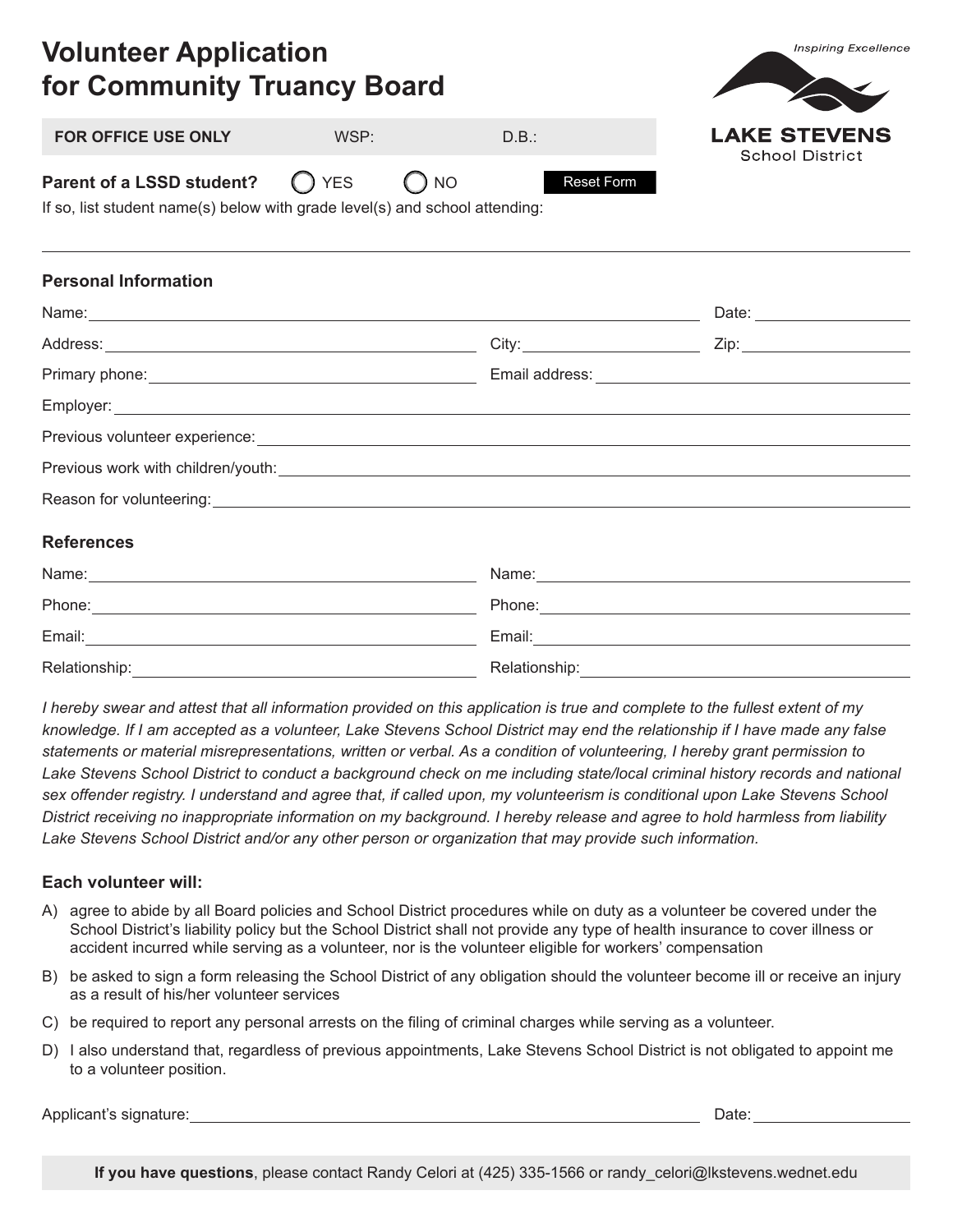# Volunteer Application for Community Truancy Board

Inspiring Excellence

**LAKE STEVENS** School District

**FOR OFFICE USE ONLY** WSP: D.B.:

**Parent of a LSSD student?** ◯ YES ◯ NO

Reset Form

If so, list student name(s) below with grade level(s) and school attending:

______________________________________________

### Personal Information

Name: ______________________ Date: __________

Address: ______________________ City: __________ Zip: __________

Primary phone: ______________________ Email address: ______________________

Employer: ______________________

Previous volunteer experience: ______________________

Previous work with children/youth: ______________________

Reason for volunteering: ______________________

### References

Name: ______________________ Name: ______________________

Phone: ______________________ Phone: ______________________

Email: ______________________ Email: ______________________

Relationship: ______________________ Relationship: ______________________

*I hereby swear and attest that all information provided on this application is true and complete to the fullest extent of my knowledge. If I am accepted as a volunteer, Lake Stevens School District may end the relationship if I have made any false statements or material misrepresentations, written or verbal. As a condition of volunteering, I hereby grant permission to Lake Stevens School District to conduct a background check on me including state/local criminal history records and national sex offender registry. I understand and agree that, if called upon, my volunteerism is conditional upon Lake Stevens School District receiving no inappropriate information on my background. I hereby release and agree to hold harmless from liability Lake Stevens School District and/or any other person or organization that may provide such information.*

### Each volunteer will:

A) agree to abide by all Board policies and School District procedures while on duty as a volunteer be covered under the School District's liability policy but the School District shall not provide any type of health insurance to cover illness or accident incurred while serving as a volunteer, nor is the volunteer eligible for workers' compensation

B) be asked to sign a form releasing the School District of any obligation should the volunteer become ill or receive an injury as a result of his/her volunteer services

C) be required to report any personal arrests on the filing of criminal charges while serving as a volunteer.

D) I also understand that, regardless of previous appointments, Lake Stevens School District is not obligated to appoint me to a volunteer position.

Applicant's signature: ______________________ Date: __________

**If you have questions**, please contact Randy Celori at (425) 335-1566 or randy_celori@lkstevens.wednet.edu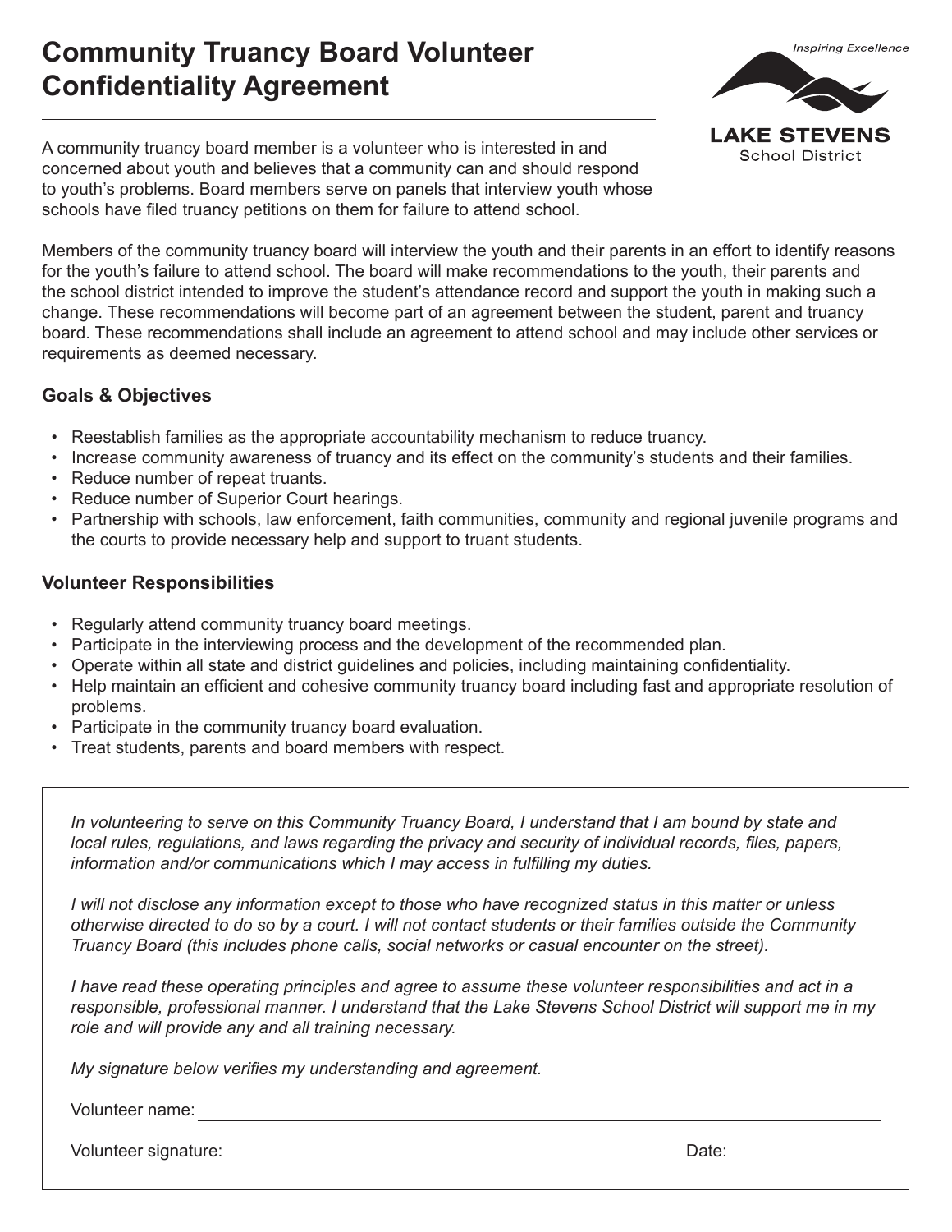# Community Truancy Board Volunteer Confidentiality Agreement

Inspiring Excellence

LAKE STEVENS School District

A community truancy board member is a volunteer who is interested in and concerned about youth and believes that a community can and should respond to youth's problems. Board members serve on panels that interview youth whose schools have filed truancy petitions on them for failure to attend school.

Members of the community truancy board will interview the youth and their parents in an effort to identify reasons for the youth's failure to attend school. The board will make recommendations to the youth, their parents and the school district intended to improve the student's attendance record and support the youth in making such a change. These recommendations will become part of an agreement between the student, parent and truancy board. These recommendations shall include an agreement to attend school and may include other services or requirements as deemed necessary.

### Goals & Objectives

- Reestablish families as the appropriate accountability mechanism to reduce truancy.
- Increase community awareness of truancy and its effect on the community's students and their families.
- Reduce number of repeat truants.
- Reduce number of Superior Court hearings.
- Partnership with schools, law enforcement, faith communities, community and regional juvenile programs and the courts to provide necessary help and support to truant students.

### Volunteer Responsibilities

- Regularly attend community truancy board meetings.
- Participate in the interviewing process and the development of the recommended plan.
- Operate within all state and district guidelines and policies, including maintaining confidentiality.
- Help maintain an efficient and cohesive community truancy board including fast and appropriate resolution of problems.
- Participate in the community truancy board evaluation.
- Treat students, parents and board members with respect.

*In volunteering to serve on this Community Truancy Board, I understand that I am bound by state and local rules, regulations, and laws regarding the privacy and security of individual records, files, papers, information and/or communications which I may access in fulfilling my duties.*

*I will not disclose any information except to those who have recognized status in this matter or unless otherwise directed to do so by a court. I will not contact students or their families outside the Community Truancy Board (this includes phone calls, social networks or casual encounter on the street).*

*I have read these operating principles and agree to assume these volunteer responsibilities and act in a responsible, professional manner. I understand that the Lake Stevens School District will support me in my role and will provide any and all training necessary.*

*My signature below verifies my understanding and agreement.*

Volunteer name: ______________________________

Volunteer signature: ______________________________ Date: ______________